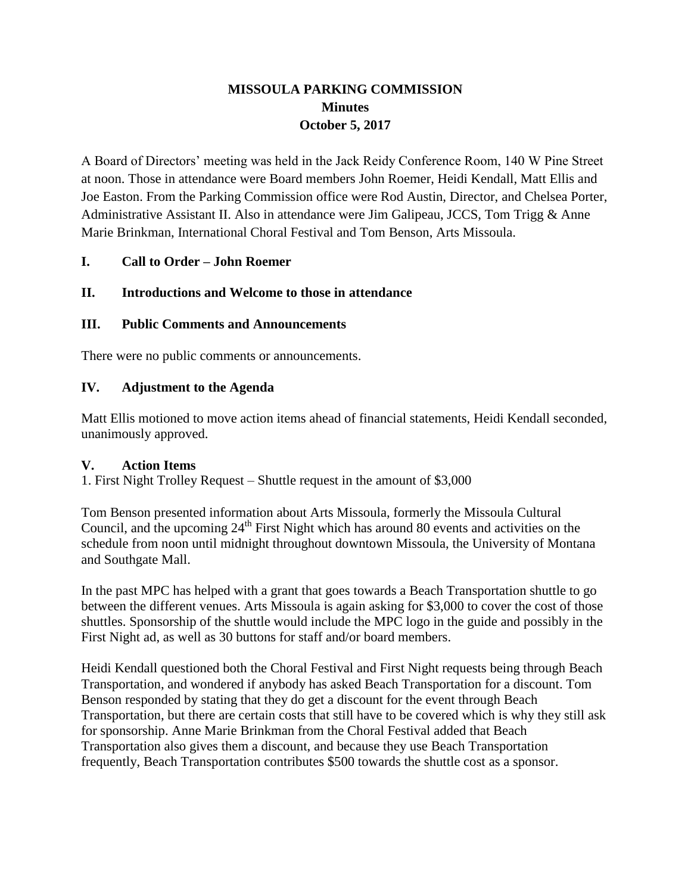# MISSOULA PARKING COMMISSION
## Minutes
## October 5, 2017

A Board of Directors' meeting was held in the Jack Reidy Conference Room, 140 W Pine Street at noon. Those in attendance were Board members John Roemer, Heidi Kendall, Matt Ellis and Joe Easton. From the Parking Commission office were Rod Austin, Director, and Chelsea Porter, Administrative Assistant II. Also in attendance were Jim Galipeau, JCCS, Tom Trigg & Anne Marie Brinkman, International Choral Festival and Tom Benson, Arts Missoula.

### I. Call to Order – John Roemer

### II. Introductions and Welcome to those in attendance

### III. Public Comments and Announcements

There were no public comments or announcements.

### IV. Adjustment to the Agenda

Matt Ellis motioned to move action items ahead of financial statements, Heidi Kendall seconded, unanimously approved.

### V. Action Items

1. First Night Trolley Request – Shuttle request in the amount of $3,000

Tom Benson presented information about Arts Missoula, formerly the Missoula Cultural Council, and the upcoming 24th First Night which has around 80 events and activities on the schedule from noon until midnight throughout downtown Missoula, the University of Montana and Southgate Mall.

In the past MPC has helped with a grant that goes towards a Beach Transportation shuttle to go between the different venues. Arts Missoula is again asking for $3,000 to cover the cost of those shuttles. Sponsorship of the shuttle would include the MPC logo in the guide and possibly in the First Night ad, as well as 30 buttons for staff and/or board members.

Heidi Kendall questioned both the Choral Festival and First Night requests being through Beach Transportation, and wondered if anybody has asked Beach Transportation for a discount. Tom Benson responded by stating that they do get a discount for the event through Beach Transportation, but there are certain costs that still have to be covered which is why they still ask for sponsorship. Anne Marie Brinkman from the Choral Festival added that Beach Transportation also gives them a discount, and because they use Beach Transportation frequently, Beach Transportation contributes $500 towards the shuttle cost as a sponsor.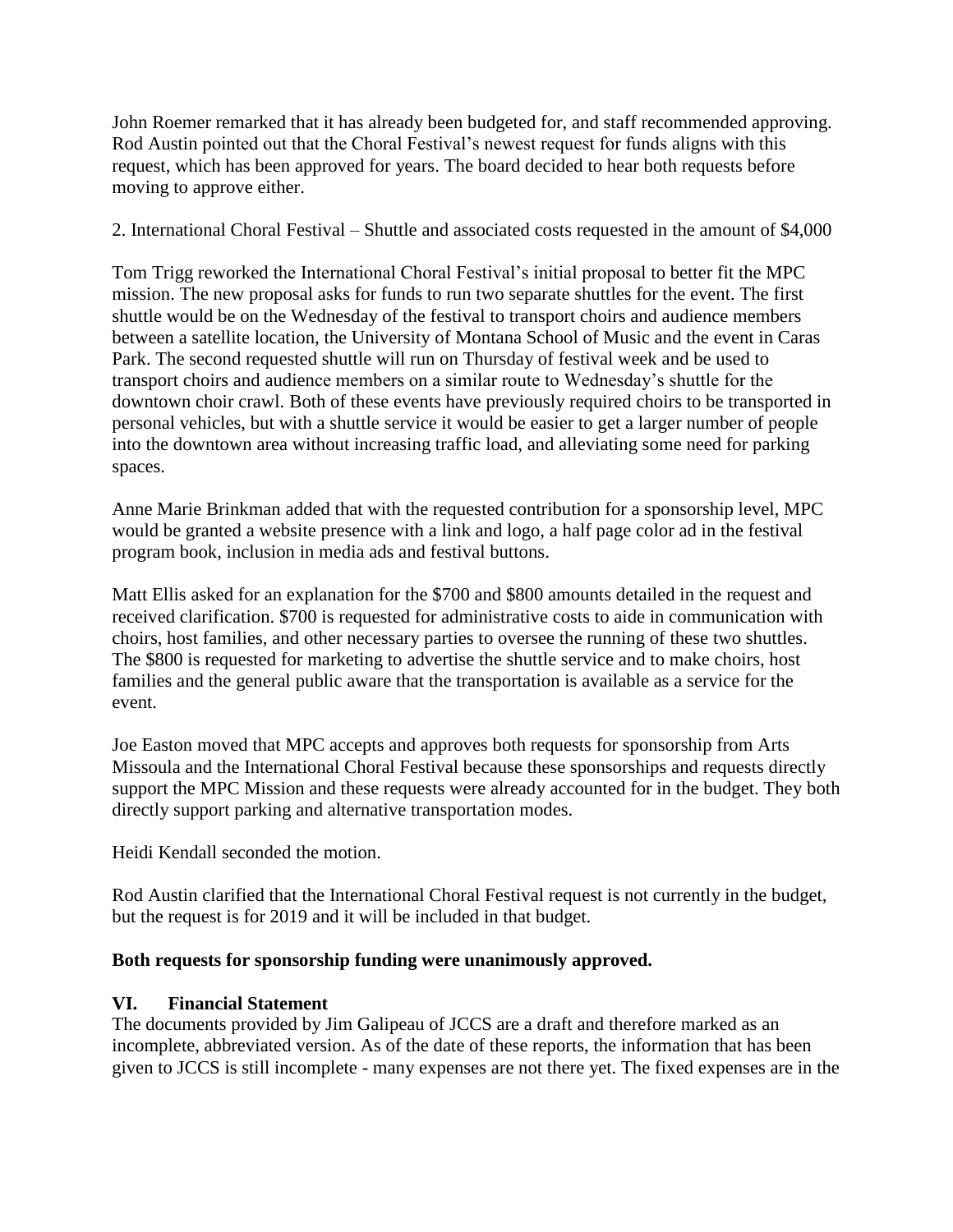John Roemer remarked that it has already been budgeted for, and staff recommended approving. Rod Austin pointed out that the Choral Festival's newest request for funds aligns with this request, which has been approved for years. The board decided to hear both requests before moving to approve either.

2. International Choral Festival – Shuttle and associated costs requested in the amount of $4,000

Tom Trigg reworked the International Choral Festival's initial proposal to better fit the MPC mission. The new proposal asks for funds to run two separate shuttles for the event. The first shuttle would be on the Wednesday of the festival to transport choirs and audience members between a satellite location, the University of Montana School of Music and the event in Caras Park. The second requested shuttle will run on Thursday of festival week and be used to transport choirs and audience members on a similar route to Wednesday's shuttle for the downtown choir crawl. Both of these events have previously required choirs to be transported in personal vehicles, but with a shuttle service it would be easier to get a larger number of people into the downtown area without increasing traffic load, and alleviating some need for parking spaces.

Anne Marie Brinkman added that with the requested contribution for a sponsorship level, MPC would be granted a website presence with a link and logo, a half page color ad in the festival program book, inclusion in media ads and festival buttons.

Matt Ellis asked for an explanation for the $700 and $800 amounts detailed in the request and received clarification. $700 is requested for administrative costs to aide in communication with choirs, host families, and other necessary parties to oversee the running of these two shuttles. The $800 is requested for marketing to advertise the shuttle service and to make choirs, host families and the general public aware that the transportation is available as a service for the event.

Joe Easton moved that MPC accepts and approves both requests for sponsorship from Arts Missoula and the International Choral Festival because these sponsorships and requests directly support the MPC Mission and these requests were already accounted for in the budget. They both directly support parking and alternative transportation modes.

Heidi Kendall seconded the motion.

Rod Austin clarified that the International Choral Festival request is not currently in the budget, but the request is for 2019 and it will be included in that budget.

**Both requests for sponsorship funding were unanimously approved.**

## VI. Financial Statement

The documents provided by Jim Galipeau of JCCS are a draft and therefore marked as an incomplete, abbreviated version. As of the date of these reports, the information that has been given to JCCS is still incomplete - many expenses are not there yet. The fixed expenses are in the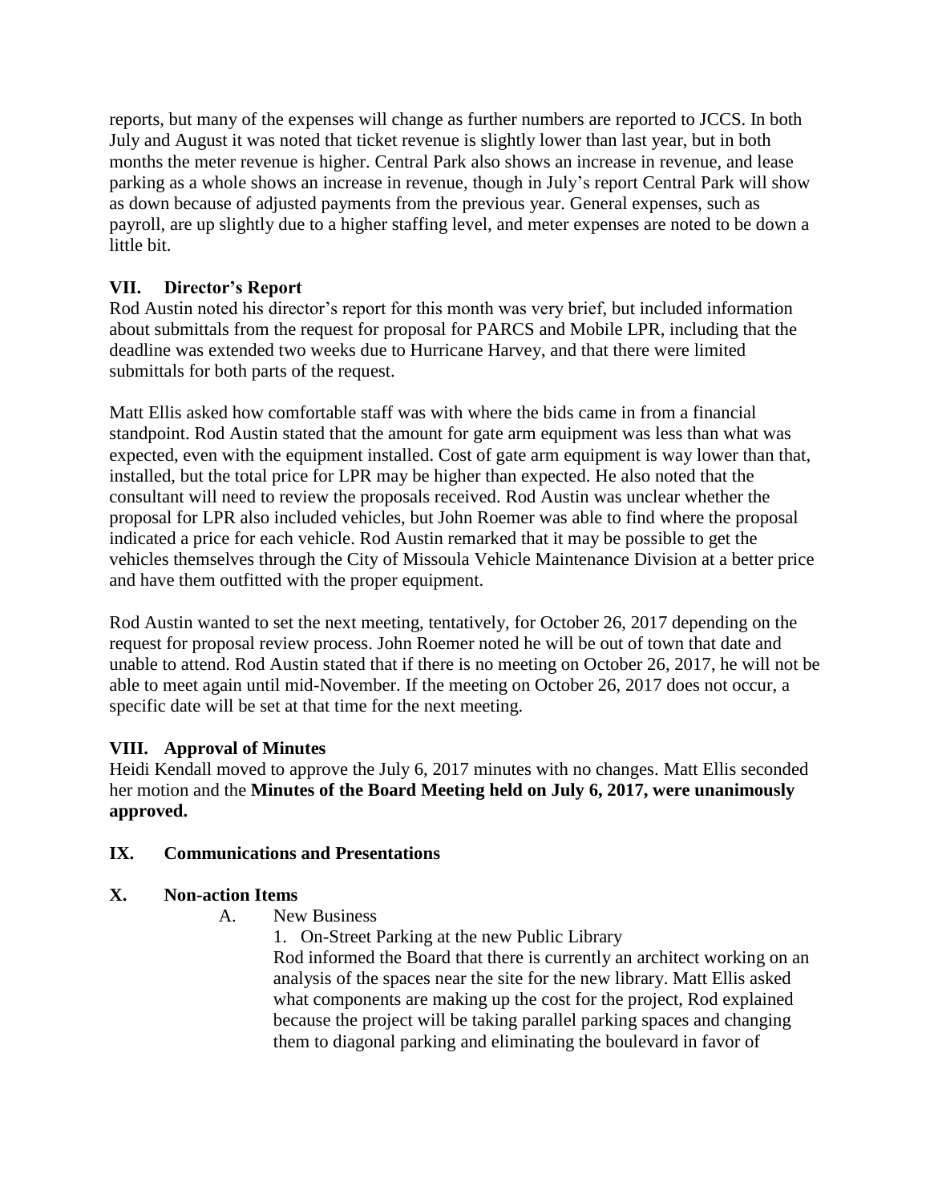reports, but many of the expenses will change as further numbers are reported to JCCS. In both July and August it was noted that ticket revenue is slightly lower than last year, but in both months the meter revenue is higher. Central Park also shows an increase in revenue, and lease parking as a whole shows an increase in revenue, though in July's report Central Park will show as down because of adjusted payments from the previous year. General expenses, such as payroll, are up slightly due to a higher staffing level, and meter expenses are noted to be down a little bit.

## VII. Director's Report

Rod Austin noted his director's report for this month was very brief, but included information about submittals from the request for proposal for PARCS and Mobile LPR, including that the deadline was extended two weeks due to Hurricane Harvey, and that there were limited submittals for both parts of the request.

Matt Ellis asked how comfortable staff was with where the bids came in from a financial standpoint. Rod Austin stated that the amount for gate arm equipment was less than what was expected, even with the equipment installed. Cost of gate arm equipment is way lower than that, installed, but the total price for LPR may be higher than expected. He also noted that the consultant will need to review the proposals received. Rod Austin was unclear whether the proposal for LPR also included vehicles, but John Roemer was able to find where the proposal indicated a price for each vehicle. Rod Austin remarked that it may be possible to get the vehicles themselves through the City of Missoula Vehicle Maintenance Division at a better price and have them outfitted with the proper equipment.

Rod Austin wanted to set the next meeting, tentatively, for October 26, 2017 depending on the request for proposal review process. John Roemer noted he will be out of town that date and unable to attend. Rod Austin stated that if there is no meeting on October 26, 2017, he will not be able to meet again until mid-November. If the meeting on October 26, 2017 does not occur, a specific date will be set at that time for the next meeting.

## VIII. Approval of Minutes

Heidi Kendall moved to approve the July 6, 2017 minutes with no changes. Matt Ellis seconded her motion and the **Minutes of the Board Meeting held on July 6, 2017, were unanimously approved.**

## IX. Communications and Presentations

## X. Non-action Items

A. New Business

1. On-Street Parking at the new Public Library

Rod informed the Board that there is currently an architect working on an analysis of the spaces near the site for the new library. Matt Ellis asked what components are making up the cost for the project, Rod explained because the project will be taking parallel parking spaces and changing them to diagonal parking and eliminating the boulevard in favor of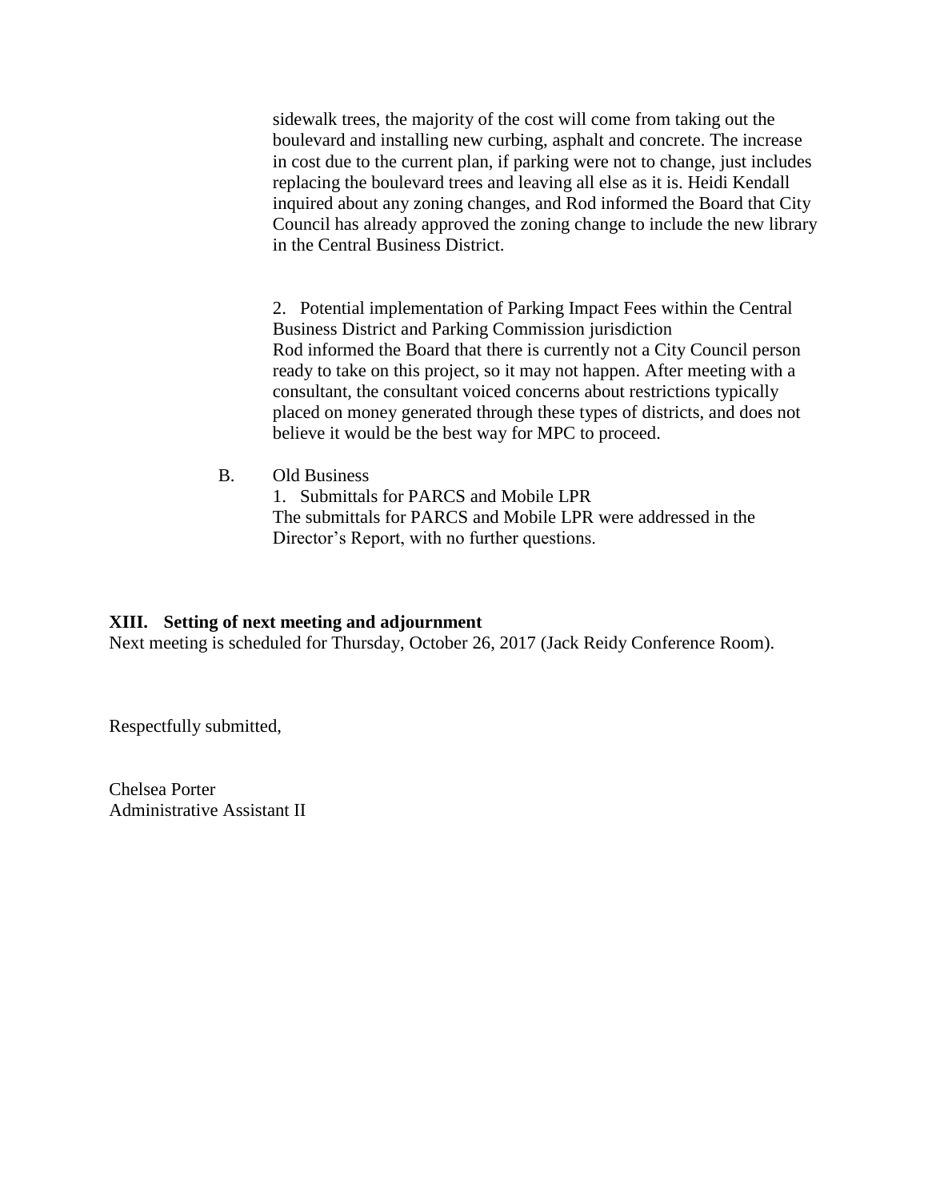sidewalk trees, the majority of the cost will come from taking out the boulevard and installing new curbing, asphalt and concrete. The increase in cost due to the current plan, if parking were not to change, just includes replacing the boulevard trees and leaving all else as it is. Heidi Kendall inquired about any zoning changes, and Rod informed the Board that City Council has already approved the zoning change to include the new library in the Central Business District.

2. Potential implementation of Parking Impact Fees within the Central Business District and Parking Commission jurisdiction
Rod informed the Board that there is currently not a City Council person ready to take on this project, so it may not happen. After meeting with a consultant, the consultant voiced concerns about restrictions typically placed on money generated through these types of districts, and does not believe it would be the best way for MPC to proceed.

B. Old Business
1. Submittals for PARCS and Mobile LPR
The submittals for PARCS and Mobile LPR were addressed in the Director's Report, with no further questions.

**XIII. Setting of next meeting and adjournment**
Next meeting is scheduled for Thursday, October 26, 2017 (Jack Reidy Conference Room).

Respectfully submitted,

Chelsea Porter
Administrative Assistant II